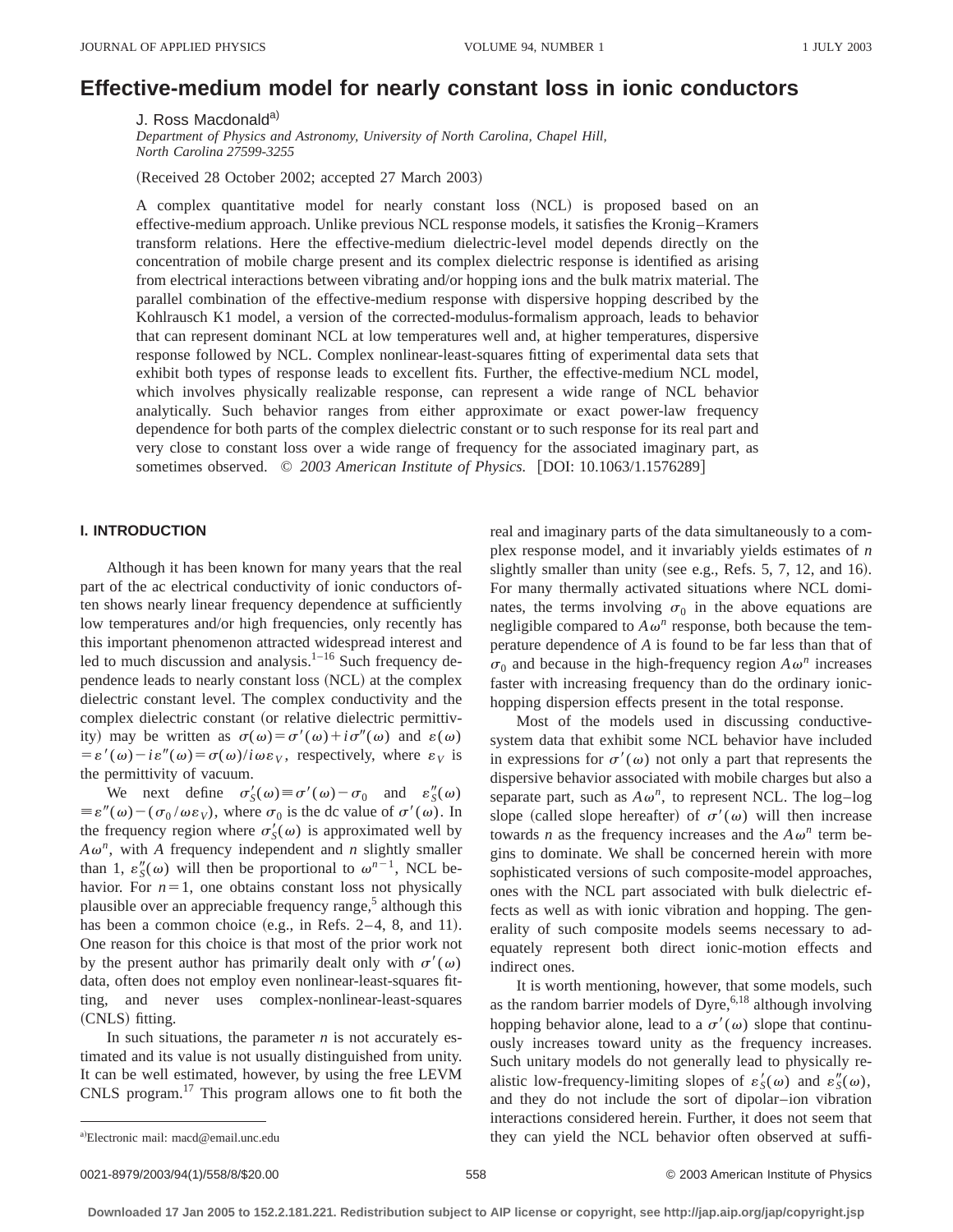# Effective-medium model for nearly constant loss in ionic conductors

J. Ross Macdonald[a]

*Department of Physics and Astronomy, University of North Carolina, Chapel Hill, North Carolina 27599-3255*

(Received 28 October 2002; accepted 27 March 2003)

A complex quantitative model for nearly constant loss (NCL) is proposed based on an effective-medium approach. Unlike previous NCL response models, it satisfies the Kronig–Kramers transform relations. Here the effective-medium dielectric-level model depends directly on the concentration of mobile charge present and its complex dielectric response is identified as arising from electrical interactions between vibrating and/or hopping ions and the bulk matrix material. The parallel combination of the effective-medium response with dispersive hopping described by the Kohlrausch K1 model, a version of the corrected-modulus-formalism approach, leads to behavior that can represent dominant NCL at low temperatures well and, at higher temperatures, dispersive response followed by NCL. Complex nonlinear-least-squares fitting of experimental data sets that exhibit both types of response leads to excellent fits. Further, the effective-medium NCL model, which involves physically realizable response, can represent a wide range of NCL behavior analytically. Such behavior ranges from either approximate or exact power-law frequency dependence for both parts of the complex dielectric constant or to such response for its real part and very close to constant loss over a wide range of frequency for the associated imaginary part, as sometimes observed. © *2003 American Institute of Physics.* [DOI: 10.1063/1.1576289]

## I. INTRODUCTION

Although it has been known for many years that the real part of the ac electrical conductivity of ionic conductors often shows nearly linear frequency dependence at sufficiently low temperatures and/or high frequencies, only recently has this important phenomenon attracted widespread interest and led to much discussion and analysis.[1–16] Such frequency dependence leads to nearly constant loss (NCL) at the complex dielectric constant level. The complex conductivity and the complex dielectric constant (or relative dielectric permittivity) may be written as $\sigma(\omega)=\sigma'(\omega)+i\sigma''(\omega)$ and $\varepsilon(\omega)=\varepsilon'(\omega)-i\varepsilon''(\omega)=\sigma(\omega)/i\omega\varepsilon_V$, respectively, where $\varepsilon_V$ is the permittivity of vacuum.

We next define $\sigma'_S(\omega)\equiv\sigma'(\omega)-\sigma_0$ and $\varepsilon''_S(\omega)\equiv\varepsilon''(\omega)-(\sigma_0/\omega\varepsilon_V)$, where $\sigma_0$ is the dc value of $\sigma'(\omega)$. In the frequency region where $\sigma'_S(\omega)$ is approximated well by $A\omega^n$, with $A$ frequency independent and $n$ slightly smaller than 1, $\varepsilon''_S(\omega)$ will then be proportional to $\omega^{n-1}$, NCL behavior. For $n=1$, one obtains constant loss not physically plausible over an appreciable frequency range,[5] although this has been a common choice (e.g., in Refs. 2–4, 8, and 11). One reason for this choice is that most of the prior work not by the present author has primarily dealt only with $\sigma'(\omega)$ data, often does not employ even nonlinear-least-squares fitting, and never uses complex-nonlinear-least-squares (CNLS) fitting.

In such situations, the parameter $n$ is not accurately estimated and its value is not usually distinguished from unity. It can be well estimated, however, by using the free LEVM CNLS program.[17] This program allows one to fit both the real and imaginary parts of the data simultaneously to a complex response model, and it invariably yields estimates of $n$ slightly smaller than unity (see e.g., Refs. 5, 7, 12, and 16). For many thermally activated situations where NCL dominates, the terms involving $\sigma_0$ in the above equations are negligible compared to $A\omega^n$ response, both because the temperature dependence of $A$ is found to be far less than that of $\sigma_0$ and because in the high-frequency region $A\omega^n$ increases faster with increasing frequency than do the ordinary ionic-hopping dispersion effects present in the total response.

Most of the models used in discussing conductive-system data that exhibit some NCL behavior have included in expressions for $\sigma'(\omega)$ not only a part that represents the dispersive behavior associated with mobile charges but also a separate part, such as $A\omega^n$, to represent NCL. The log–log slope (called slope hereafter) of $\sigma'(\omega)$ will then increase towards $n$ as the frequency increases and the $A\omega^n$ term begins to dominate. We shall be concerned herein with more sophisticated versions of such composite-model approaches, ones with the NCL part associated with bulk dielectric effects as well as with ionic vibration and hopping. The generality of such composite models seems necessary to adequately represent both direct ionic-motion effects and indirect ones.

It is worth mentioning, however, that some models, such as the random barrier models of Dyre,[6,18] although involving hopping behavior alone, lead to a $\sigma'(\omega)$ slope that continuously increases toward unity as the frequency increases. Such unitary models do not generally lead to physically realistic low-frequency-limiting slopes of $\varepsilon'_S(\omega)$ and $\varepsilon''_S(\omega)$, and they do not include the sort of dipolar–ion vibration interactions considered herein. Further, it does not seem that they can yield the NCL behavior often observed at suffi-

[a]Electronic mail: macd@email.unc.edu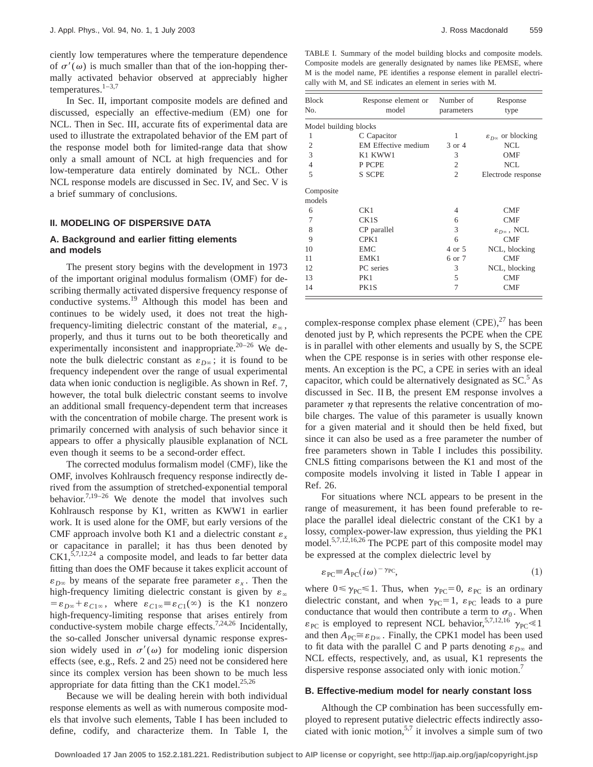ciently low temperatures where the temperature dependence of $\sigma'(\omega)$ is much smaller than that of the ion-hopping thermally activated behavior observed at appreciably higher temperatures.[1–3,7]

In Sec. II, important composite models are defined and discussed, especially an effective-medium (EM) one for NCL. Then in Sec. III, accurate fits of experimental data are used to illustrate the extrapolated behavior of the EM part of the response model both for limited-range data that show only a small amount of NCL at high frequencies and for low-temperature data entirely dominated by NCL. Other NCL response models are discussed in Sec. IV, and Sec. V is a brief summary of conclusions.

## II. MODELING OF DISPERSIVE DATA

### A. Background and earlier fitting elements and models

The present story begins with the development in 1973 of the important original modulus formalism (OMF) for describing thermally activated dispersive frequency response of conductive systems.[19] Although this model has been and continues to be widely used, it does not treat the high-frequency-limiting dielectric constant of the material, $\varepsilon_\infty$, properly, and thus it turns out to be both theoretically and experimentally inconsistent and inappropriate.[20–26] We denote the bulk dielectric constant as $\varepsilon_{D\infty}$; it is found to be frequency independent over the range of usual experimental data when ionic conduction is negligible. As shown in Ref. 7, however, the total bulk dielectric constant seems to involve an additional small frequency-dependent term that increases with the concentration of mobile charge. The present work is primarily concerned with analysis of such behavior since it appears to offer a physically plausible explanation of NCL even though it seems to be a second-order effect.

The corrected modulus formalism model (CMF), like the OMF, involves Kohlrausch frequency response indirectly derived from the assumption of stretched-exponential temporal behavior.[7,19–26] We denote the model that involves such Kohlrausch response by K1, written as KWW1 in earlier work. It is used alone for the OMF, but early versions of the CMF approach involve both K1 and a dielectric constant $\varepsilon_x$ or capacitance in parallel; it has thus been denoted by CK1,[5,7,12,24] a composite model, and leads to far better data fitting than does the OMF because it takes explicit account of $\varepsilon_{D\infty}$ by means of the separate free parameter $\varepsilon_x$. Then the high-frequency limiting dielectric constant is given by $\varepsilon_\infty = \varepsilon_{D\infty} + \varepsilon_{C1\infty}$, where $\varepsilon_{C1\infty} \equiv \varepsilon_{C1}(\infty)$ is the K1 nonzero high-frequency-limiting response that arises entirely from conductive-system mobile charge effects.[7,24,26] Incidentally, the so-called Jonscher universal dynamic response expression widely used in $\sigma'(\omega)$ for modeling ionic dispersion effects (see, e.g., Refs. 2 and 25) need not be considered here since its complex version has been shown to be much less appropriate for data fitting than the CK1 model.[25,26]

Because we will be dealing herein with both individual response elements as well as with numerous composite models that involve such elements, Table I has been included to define, codify, and characterize them. In Table I, the complex-response complex phase element (CPE),[27] has been denoted just by P, which represents the PCPE when the CPE is in parallel with other elements and usually by S, the SCPE when the CPE response is in series with other response elements. An exception is the PC, a CPE in series with an ideal capacitor, which could be alternatively designated as SC.[5] As discussed in Sec. II B, the present EM response involves a parameter $\eta$ that represents the relative concentration of mobile charges. The value of this parameter is usually known for a given material and it should then be held fixed, but since it can also be used as a free parameter the number of free parameters shown in Table I includes this possibility. CNLS fitting comparisons between the K1 and most of the composite models involving it listed in Table I appear in Ref. 26.

TABLE I. Summary of the model building blocks and composite models. Composite models are generally designated by names like PEMSE, where M is the model name, PE identifies a response element in parallel electrically with M, and SE indicates an element in series with M.

| Block No. | Response element or model | Number of parameters | Response type |
|---|---|---|---|
| Model building blocks | | | |
| 1 | C Capacitor | 1 | $\varepsilon_{D\infty}$ or blocking |
| 2 | EM Effective medium | 3 or 4 | NCL |
| 3 | K1 KWW1 | 3 | OMF |
| 4 | P PCPE | 2 | NCL |
| 5 | S SCPE | 2 | Electrode response |
| Composite models | | | |
| 6 | CK1 | 4 | CMF |
| 7 | CK1S | 6 | CMF |
| 8 | CP parallel | 3 | $\varepsilon_{D\infty}$, NCL |
| 9 | CPK1 | 6 | CMF |
| 10 | EMC | 4 or 5 | NCL, blocking |
| 11 | EMK1 | 6 or 7 | CMF |
| 12 | PC series | 3 | NCL, blocking |
| 13 | PK1 | 5 | CMF |
| 14 | PK1S | 7 | CMF |

For situations where NCL appears to be present in the range of measurement, it has been found preferable to replace the parallel ideal dielectric constant of the CK1 by a lossy, complex-power-law expression, thus yielding the PK1 model.[5,7,12,16,26] The PCPE part of this composite model may be expressed at the complex dielectric level by

$$\varepsilon_{PC} \equiv A_{PC}(i\omega)^{-\gamma_{PC}}, \tag{1}$$

where $0 \leq \gamma_{PC} \leq 1$. Thus, when $\gamma_{PC}=0$, $\varepsilon_{PC}$ is an ordinary dielectric constant, and when $\gamma_{PC}=1$, $\varepsilon_{PC}$ leads to a pure conductance that would then contribute a term to $\sigma_0$. When $\varepsilon_{PC}$ is employed to represent NCL behavior,[5,7,12,16] $\gamma_{PC} \ll 1$ and then $A_{PC} \cong \varepsilon_{D\infty}$. Finally, the CPK1 model has been used to fit data with the parallel C and P parts denoting $\varepsilon_{D\infty}$ and NCL effects, respectively, and, as usual, K1 represents the dispersive response associated only with ionic motion.[7]

### B. Effective-medium model for nearly constant loss

Although the CP combination has been successfully employed to represent putative dielectric effects indirectly associated with ionic motion,[5,7] it involves a simple sum of two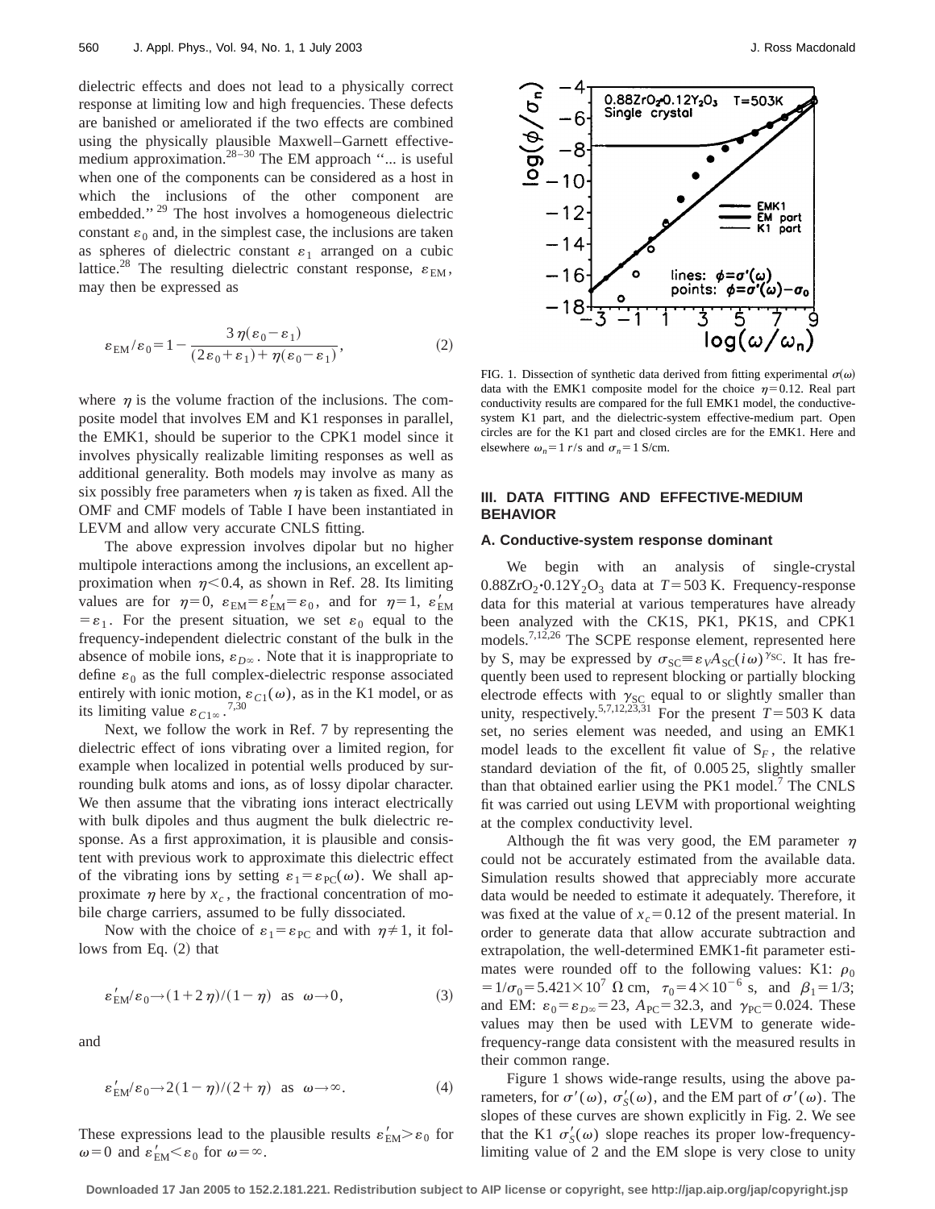dielectric effects and does not lead to a physically correct response at limiting low and high frequencies. These defects are banished or ameliorated if the two effects are combined using the physically plausible Maxwell–Garnett effective-medium approximation.[28–30] The EM approach "... is useful when one of the components can be considered as a host in which the inclusions of the other component are embedded."[29] The host involves a homogeneous dielectric constant $\varepsilon_0$ and, in the simplest case, the inclusions are taken as spheres of dielectric constant $\varepsilon_1$ arranged on a cubic lattice.[28] The resulting dielectric constant response, $\varepsilon_{EM}$, may then be expressed as

$$\varepsilon_{EM}/\varepsilon_0 = 1 - \frac{3\eta(\varepsilon_0 - \varepsilon_1)}{(2\varepsilon_0 + \varepsilon_1) + \eta(\varepsilon_0 - \varepsilon_1)}, \tag{2}$$

where $\eta$ is the volume fraction of the inclusions. The composite model that involves EM and K1 responses in parallel, the EMK1, should be superior to the CPK1 model since it involves physically realizable limiting responses as well as additional generality. Both models may involve as many as six possibly free parameters when $\eta$ is taken as fixed. All the OMF and CMF models of Table I have been instantiated in LEVM and allow very accurate CNLS fitting.

The above expression involves dipolar but no higher multipole interactions among the inclusions, an excellent approximation when $\eta < 0.4$, as shown in Ref. 28. Its limiting values are for $\eta = 0$, $\varepsilon_{EM} = \varepsilon'_{EM} = \varepsilon_0$, and for $\eta = 1$, $\varepsilon'_{EM} = \varepsilon_1$. For the present situation, we set $\varepsilon_0$ equal to the frequency-independent dielectric constant of the bulk in the absence of mobile ions, $\varepsilon_{D\infty}$. Note that it is inappropriate to define $\varepsilon_0$ as the full complex-dielectric response associated entirely with ionic motion, $\varepsilon_{C1}(\omega)$, as in the K1 model, or as its limiting value $\varepsilon_{C1\infty}$.[7,30]

Next, we follow the work in Ref. 7 by representing the dielectric effect of ions vibrating over a limited region, for example when localized in potential wells produced by surrounding bulk atoms and ions, as of lossy dipolar character. We then assume that the vibrating ions interact electrically with bulk dipoles and thus augment the bulk dielectric response. As a first approximation, it is plausible and consistent with previous work to approximate this dielectric effect of the vibrating ions by setting $\varepsilon_1 = \varepsilon_{PC}(\omega)$. We shall approximate $\eta$ here by $x_c$, the fractional concentration of mobile charge carriers, assumed to be fully dissociated.

Now with the choice of $\varepsilon_1 = \varepsilon_{PC}$ and with $\eta \neq 1$, it follows from Eq. (2) that

$$\varepsilon'_{EM}/\varepsilon_0 \rightarrow (1+2\eta)/(1-\eta) \quad \text{as} \quad \omega \rightarrow 0, \tag{3}$$

and

$$\varepsilon'_{EM}/\varepsilon_0 \rightarrow 2(1-\eta)/(2+\eta) \quad \text{as} \quad \omega \rightarrow \infty. \tag{4}$$

These expressions lead to the plausible results $\varepsilon'_{EM} > \varepsilon_0$ for $\omega = 0$ and $\varepsilon'_{EM} < \varepsilon_0$ for $\omega = \infty$.

FIG. 1. Dissection of synthetic data derived from fitting experimental $\sigma(\omega)$ data with the EMK1 composite model for the choice $\eta = 0.12$. Real part conductivity results are compared for the full EMK1 model, the conductive-system K1 part, and the dielectric-system effective-medium part. Open circles are for the K1 part and closed circles are for the EMK1. Here and elsewhere $\omega_n = 1$ r/s and $\sigma_n = 1$ S/cm.

## III. DATA FITTING AND EFFECTIVE-MEDIUM BEHAVIOR

### A. Conductive-system response dominant

We begin with an analysis of single-crystal $0.88ZrO_2 \cdot 0.12Y_2O_3$ data at $T = 503$ K. Frequency-response data for this material at various temperatures have already been analyzed with the CK1S, PK1, PK1S, and CPK1 models.[7,12,26] The SCPE response element, represented here by S, may be expressed by $\sigma_{SC} \equiv \varepsilon_V A_{SC}(i\omega)^{\gamma_{SC}}$. It has frequently been used to represent blocking or partially blocking electrode effects with $\gamma_{SC}$ equal to or slightly smaller than unity, respectively.[5,7,12,23,31] For the present $T = 503$ K data set, no series element was needed, and using an EMK1 model leads to the excellent fit value of $S_F$, the relative standard deviation of the fit, of 0.005 25, slightly smaller than that obtained earlier using the PK1 model.[7] The CNLS fit was carried out using LEVM with proportional weighting at the complex conductivity level.

Although the fit was very good, the EM parameter $\eta$ could not be accurately estimated from the available data. Simulation results showed that appreciably more accurate data would be needed to estimate it adequately. Therefore, it was fixed at the value of $x_c = 0.12$ of the present material. In order to generate data that allow accurate subtraction and extrapolation, the well-determined EMK1-fit parameter estimates were rounded off to the following values: K1: $\rho_0 = 1/\sigma_0 = 5.421 \times 10^7$ $\Omega$ cm, $\tau_0 = 4 \times 10^{-6}$ s, and $\beta_1 = 1/3$; and EM: $\varepsilon_0 = \varepsilon_{D\infty} = 23$, $A_{PC} = 32.3$, and $\gamma_{PC} = 0.024$. These values may then be used with LEVM to generate wide-frequency-range data consistent with the measured results in their common range.

Figure 1 shows wide-range results, using the above parameters, for $\sigma'(\omega)$, $\sigma'_S(\omega)$, and the EM part of $\sigma'(\omega)$. The slopes of these curves are shown explicitly in Fig. 2. We see that the K1 $\sigma'_S(\omega)$ slope reaches its proper low-frequency-limiting value of 2 and the EM slope is very close to unity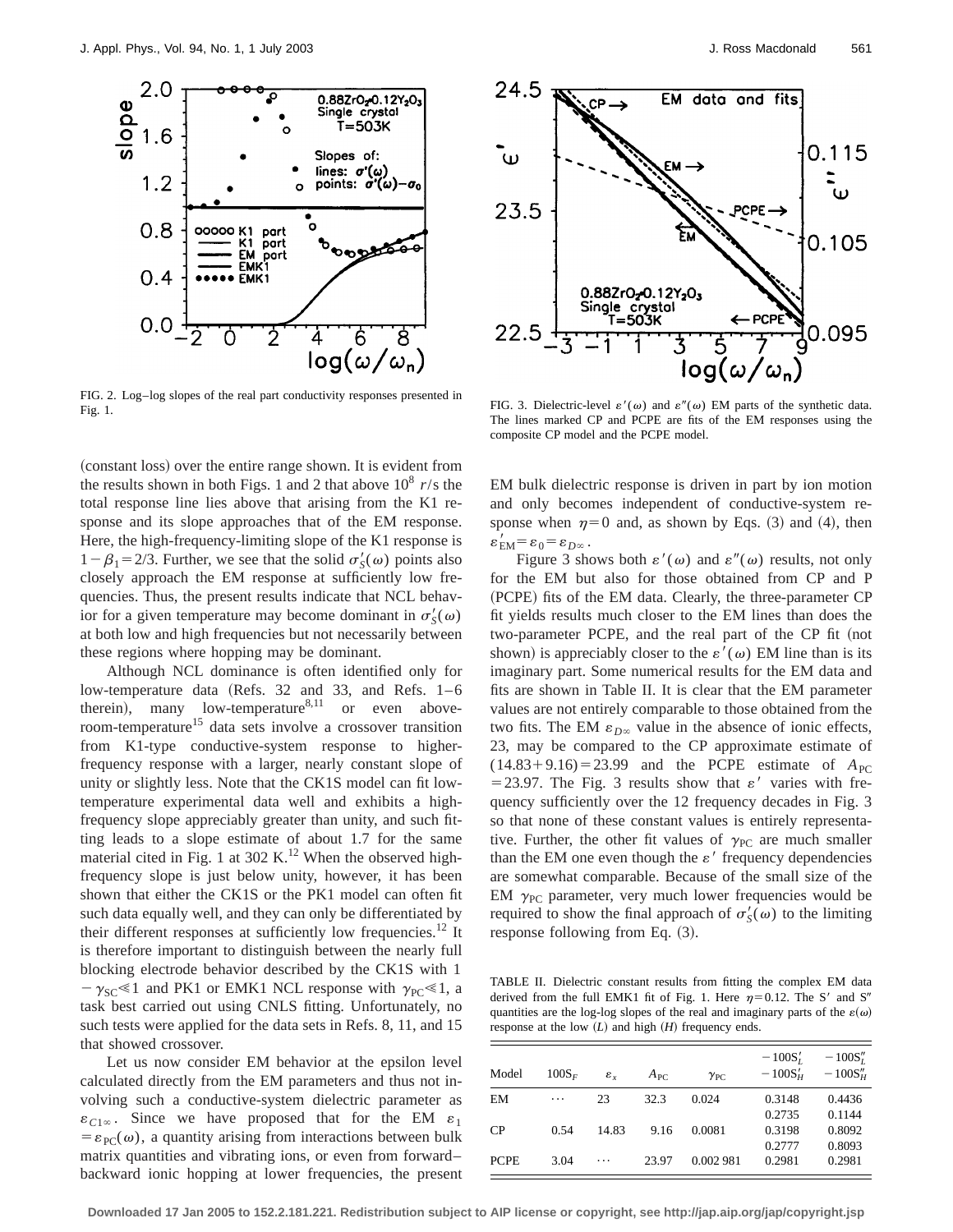FIG. 2. Log–log slopes of the real part conductivity responses presented in Fig. 1.

FIG. 3. Dielectric-level $\varepsilon'(\omega)$ and $\varepsilon''(\omega)$ EM parts of the synthetic data. The lines marked CP and PCPE are fits of the EM responses using the composite CP model and the PCPE model.

(constant loss) over the entire range shown. It is evident from the results shown in both Figs. 1 and 2 that above $10^8$ $r$/s the total response line lies above that arising from the K1 response and its slope approaches that of the EM response. Here, the high-frequency-limiting slope of the K1 response is $1-\beta_1 = 2/3$. Further, we see that the solid $\sigma'_S(\omega)$ points also closely approach the EM response at sufficiently low frequencies. Thus, the present results indicate that NCL behavior for a given temperature may become dominant in $\sigma'_S(\omega)$ at both low and high frequencies but not necessarily between these regions where hopping may be dominant.

Although NCL dominance is often identified only for low-temperature data (Refs. 32 and 33, and Refs. 1–6 therein), many low-temperature[8,11] or even above-room-temperature[15] data sets involve a crossover transition from K1-type conductive-system response to higher-frequency response with a larger, nearly constant slope of unity or slightly less. Note that the CK1S model can fit low-temperature experimental data well and exhibits a high-frequency slope appreciably greater than unity, and such fitting leads to a slope estimate of about 1.7 for the same material cited in Fig. 1 at 302 K.[12] When the observed high-frequency slope is just below unity, however, it has been shown that either the CK1S or the PK1 model can often fit such data equally well, and they can only be differentiated by their different responses at sufficiently low frequencies.[12] It is therefore important to distinguish between the nearly full blocking electrode behavior described by the CK1S with $1-\gamma_{SC} \ll 1$ and PK1 or EMK1 NCL response with $\gamma_{PC} \ll 1$, a task best carried out using CNLS fitting. Unfortunately, no such tests were applied for the data sets in Refs. 8, 11, and 15 that showed crossover.

Let us now consider EM behavior at the epsilon level calculated directly from the EM parameters and thus not involving such a conductive-system dielectric parameter as $\varepsilon_{C1\infty}$. Since we have proposed that for the EM $\varepsilon_1 = \varepsilon_{PC}(\omega)$, a quantity arising from interactions between bulk matrix quantities and vibrating ions, or even from forward–backward ionic hopping at lower frequencies, the present EM bulk dielectric response is driven in part by ion motion and only becomes independent of conductive-system response when $\eta = 0$ and, as shown by Eqs. (3) and (4), then $\varepsilon'_{EM} = \varepsilon_0 = \varepsilon_{D\infty}$.

Figure 3 shows both $\varepsilon'(\omega)$ and $\varepsilon''(\omega)$ results, not only for the EM but also for those obtained from CP and P (PCPE) fits of the EM data. Clearly, the three-parameter CP fit yields results much closer to the EM lines than does the two-parameter PCPE, and the real part of the CP fit (not shown) is appreciably closer to the $\varepsilon'(\omega)$ EM line than is its imaginary part. Some numerical results for the EM data and fits are shown in Table II. It is clear that the EM parameter values are not entirely comparable to those obtained from the two fits. The EM $\varepsilon_{D\infty}$ value in the absence of ionic effects, 23, may be compared to the CP approximate estimate of $(14.83+9.16) = 23.99$ and the PCPE estimate of $A_{PC} = 23.97$. The Fig. 3 results show that $\varepsilon'$ varies with frequency sufficiently over the 12 frequency decades in Fig. 3 so that none of these constant values is entirely representative. Further, the other fit values of $\gamma_{PC}$ are much smaller than the EM one even though the $\varepsilon'$ frequency dependencies are somewhat comparable. Because of the small size of the EM $\gamma_{PC}$ parameter, very much lower frequencies would be required to show the final approach of $\sigma'_S(\omega)$ to the limiting response following from Eq. (3).

TABLE II. Dielectric constant results from fitting the complex EM data derived from the full EMK1 fit of Fig. 1. Here $\eta = 0.12$. The S′ and S″ quantities are the log-log slopes of the real and imaginary parts of the $\varepsilon(\omega)$ response at the low ($L$) and high ($H$) frequency ends.

| Model | $100S_F$ | $\varepsilon_x$ | $A_{PC}$ | $\gamma_{PC}$ | $-100S'_L$ / $-100S'_H$ | $-100S''_L$ / $-100S''_H$ |
|---|---|---|---|---|---|---|
| EM | ⋯ | 23 | 32.3 | 0.024 | 0.3148 | 0.4436 |
| | | | | | 0.2735 | 0.1144 |
| CP | 0.54 | 14.83 | 9.16 | 0.0081 | 0.3198 | 0.8092 |
| | | | | | 0.2777 | 0.8093 |
| PCPE | 3.04 | ⋯ | 23.97 | 0.002 981 | 0.2981 | 0.2981 |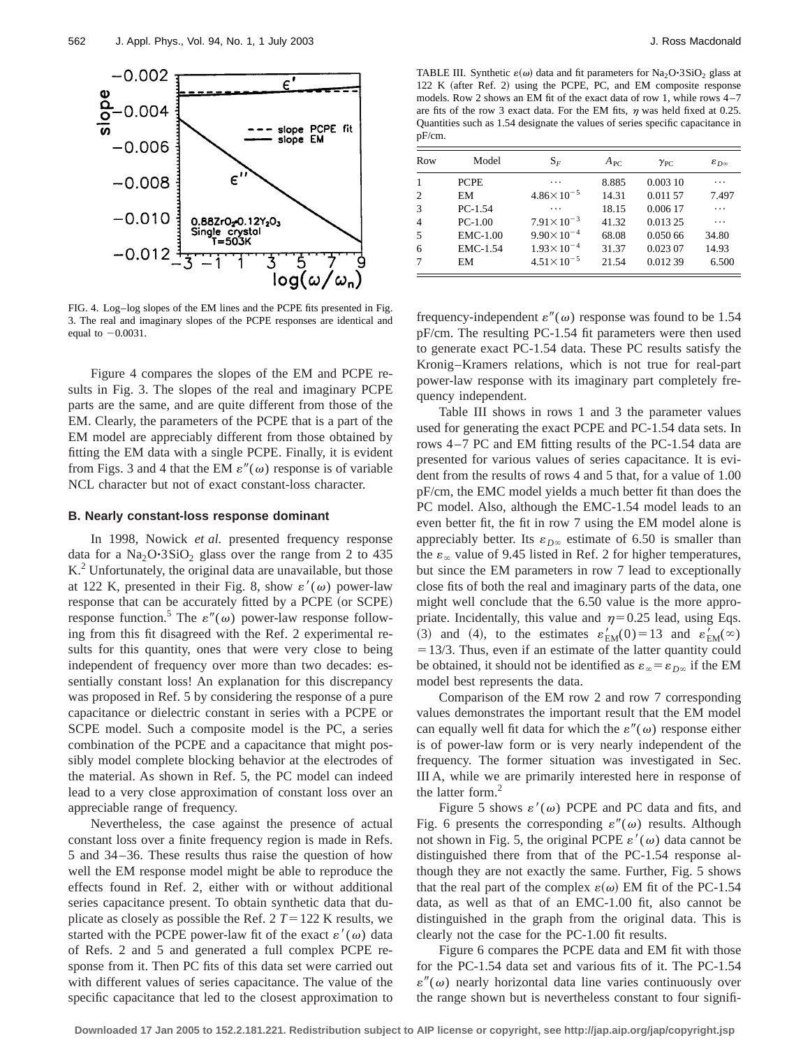FIG. 4. Log–log slopes of the EM lines and the PCPE fits presented in Fig. 3. The real and imaginary slopes of the PCPE responses are identical and equal to −0.0031.

Figure 4 compares the slopes of the EM and PCPE results in Fig. 3. The slopes of the real and imaginary PCPE parts are the same, and are quite different from those of the EM. Clearly, the parameters of the PCPE that is a part of the EM model are appreciably different from those obtained by fitting the EM data with a single PCPE. Finally, it is evident from Figs. 3 and 4 that the EM $\varepsilon''(\omega)$ response is of variable NCL character but not of exact constant-loss character.

### B. Nearly constant-loss response dominant

In 1998, Nowick *et al.* presented frequency response data for a $Na_2O{\cdot}3SiO_2$ glass over the range from 2 to 435 K.[2] Unfortunately, the original data are unavailable, but those at 122 K, presented in their Fig. 8, show $\varepsilon'(\omega)$ power-law response that can be accurately fitted by a PCPE (or SCPE) response function.[5] The $\varepsilon''(\omega)$ power-law response following from this fit disagreed with the Ref. 2 experimental results for this quantity, ones that were very close to being independent of frequency over more than two decades: essentially constant loss! An explanation for this discrepancy was proposed in Ref. 5 by considering the response of a pure capacitance or dielectric constant in series with a PCPE or SCPE model. Such a composite model is the PC, a series combination of the PCPE and a capacitance that might possibly model complete blocking behavior at the electrodes of the material. As shown in Ref. 5, the PC model can indeed lead to a very close approximation of constant loss over an appreciable range of frequency.

Nevertheless, the case against the presence of actual constant loss over a finite frequency region is made in Refs. 5 and 34–36. These results thus raise the question of how well the EM response model might be able to reproduce the effects found in Ref. 2, either with or without additional series capacitance present. To obtain synthetic data that duplicate as closely as possible the Ref. 2 $T=122$ K results, we started with the PCPE power-law fit of the exact $\varepsilon'(\omega)$ data of Refs. 2 and 5 and generated a full complex PCPE response from it. Then PC fits of this data set were carried out with different values of series capacitance. The value of the specific capacitance that led to the closest approximation to frequency-independent $\varepsilon''(\omega)$ response was found to be 1.54 pF/cm. The resulting PC-1.54 fit parameters were then used to generate exact PC-1.54 data. These PC results satisfy the Kronig–Kramers relations, which is not true for real-part power-law response with its imaginary part completely frequency independent.

TABLE III. Synthetic $\varepsilon(\omega)$ data and fit parameters for $Na_2O{\cdot}3SiO_2$ glass at 122 K (after Ref. 2) using the PCPE, PC, and EM composite response models. Row 2 shows an EM fit of the exact data of row 1, while rows 4–7 are fits of the row 3 exact data. For the EM fits, $\eta$ was held fixed at 0.25. Quantities such as 1.54 designate the values of series specific capacitance in pF/cm.

| Row | Model | $S_F$ | $A_{PC}$ | $\gamma_{PC}$ | $\varepsilon_{D\infty}$ |
|---|---|---|---|---|---|
| 1 | PCPE | ··· | 8.885 | 0.003 10 | ··· |
| 2 | EM | $4.86\times10^{-5}$ | 14.31 | 0.011 57 | 7.497 |
| 3 | PC-1.54 | ··· | 18.15 | 0.006 17 | ··· |
| 4 | PC-1.00 | $7.91\times10^{-3}$ | 41.32 | 0.013 25 | ··· |
| 5 | EMC-1.00 | $9.90\times10^{-4}$ | 68.08 | 0.050 66 | 34.80 |
| 6 | EMC-1.54 | $1.93\times10^{-4}$ | 31.37 | 0.023 07 | 14.93 |
| 7 | EM | $4.51\times10^{-5}$ | 21.54 | 0.012 39 | 6.500 |

Table III shows in rows 1 and 3 the parameter values used for generating the exact PCPE and PC-1.54 data sets. In rows 4–7 PC and EM fitting results of the PC-1.54 data are presented for various values of series capacitance. It is evident from the results of rows 4 and 5 that, for a value of 1.00 pF/cm, the EMC model yields a much better fit than does the PC model. Also, although the EMC-1.54 model leads to an even better fit, the fit in row 7 using the EM model alone is appreciably better. Its $\varepsilon_{D\infty}$ estimate of 6.50 is smaller than the $\varepsilon_{\infty}$ value of 9.45 listed in Ref. 2 for higher temperatures, but since the EM parameters in row 7 lead to exceptionally close fits of both the real and imaginary parts of the data, one might well conclude that the 6.50 value is the more appropriate. Incidentally, this value and $\eta=0.25$ lead, using Eqs. (3) and (4), to the estimates $\varepsilon'_{EM}(0)=13$ and $\varepsilon'_{EM}(\infty)=13/3$. Thus, even if an estimate of the latter quantity could be obtained, it should not be identified as $\varepsilon_{\infty}=\varepsilon_{D\infty}$ if the EM model best represents the data.

Comparison of the EM row 2 and row 7 corresponding values demonstrates the important result that the EM model can equally well fit data for which the $\varepsilon''(\omega)$ response either is of power-law form or is very nearly independent of the frequency. The former situation was investigated in Sec. III A, while we are primarily interested here in response of the latter form.[2]

Figure 5 shows $\varepsilon'(\omega)$ PCPE and PC data and fits, and Fig. 6 presents the corresponding $\varepsilon''(\omega)$ results. Although not shown in Fig. 5, the original PCPE $\varepsilon'(\omega)$ data cannot be distinguished there from that of the PC-1.54 response although they are not exactly the same. Further, Fig. 5 shows that the real part of the complex $\varepsilon(\omega)$ EM fit of the PC-1.54 data, as well as that of an EMC-1.00 fit, also cannot be distinguished in the graph from the original data. This is clearly not the case for the PC-1.00 fit results.

Figure 6 compares the PCPE data and EM fit with those for the PC-1.54 data set and various fits of it. The PC-1.54 $\varepsilon''(\omega)$ nearly horizontal data line varies continuously over the range shown but is nevertheless constant to four signifi-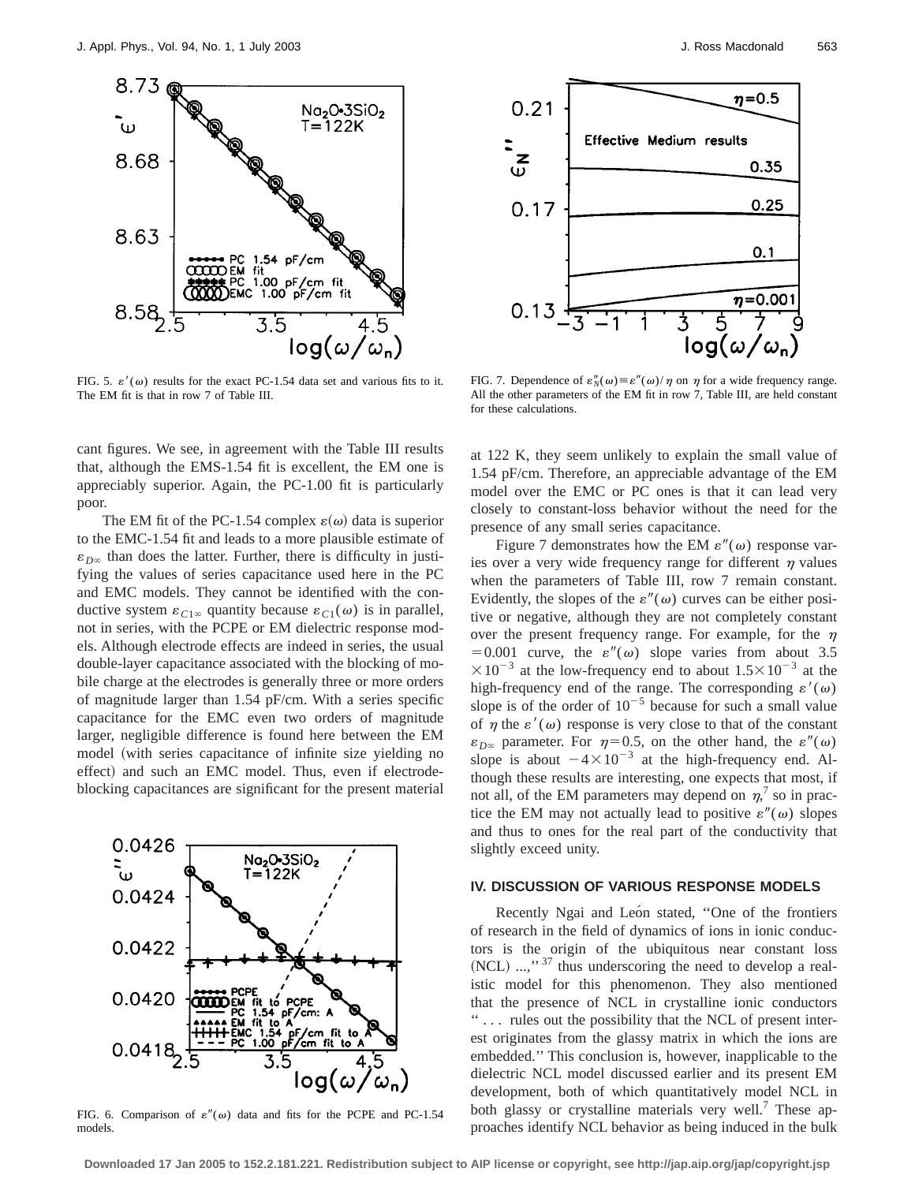FIG. 5. $\varepsilon'(\omega)$ results for the exact PC-1.54 data set and various fits to it. The EM fit is that in row 7 of Table III.

cant figures. We see, in agreement with the Table III results that, although the EMS-1.54 fit is excellent, the EM one is appreciably superior. Again, the PC-1.00 fit is particularly poor.

The EM fit of the PC-1.54 complex $\varepsilon(\omega)$ data is superior to the EMC-1.54 fit and leads to a more plausible estimate of $\varepsilon_{D\infty}$ than does the latter. Further, there is difficulty in justifying the values of series capacitance used here in the PC and EMC models. They cannot be identified with the conductive system $\varepsilon_{C1\infty}$ quantity because $\varepsilon_{C1}(\omega)$ is in parallel, not in series, with the PCPE or EM dielectric response models. Although electrode effects are indeed in series, the usual double-layer capacitance associated with the blocking of mobile charge at the electrodes is generally three or more orders of magnitude larger than 1.54 pF/cm. With a series specific capacitance for the EMC even two orders of magnitude larger, negligible difference is found here between the EM model (with series capacitance of infinite size yielding no effect) and such an EMC model. Thus, even if electrode-blocking capacitances are significant for the present material at 122 K, they seem unlikely to explain the small value of 1.54 pF/cm. Therefore, an appreciable advantage of the EM model over the EMC or PC ones is that it can lead very closely to constant-loss behavior without the need for the presence of any small series capacitance.

FIG. 6. Comparison of $\varepsilon''(\omega)$ data and fits for the PCPE and PC-1.54 models.

FIG. 7. Dependence of $\varepsilon''_N(\omega) \equiv \varepsilon''(\omega)/\eta$ on $\eta$ for a wide frequency range. All the other parameters of the EM fit in row 7, Table III, are held constant for these calculations.

Figure 7 demonstrates how the EM $\varepsilon''(\omega)$ response varies over a very wide frequency range for different $\eta$ values when the parameters of Table III, row 7 remain constant. Evidently, the slopes of the $\varepsilon''(\omega)$ curves can be either positive or negative, although they are not completely constant over the present frequency range. For example, for the $\eta = 0.001$ curve, the $\varepsilon''(\omega)$ slope varies from about $3.5 \times 10^{-3}$ at the low-frequency end to about $1.5 \times 10^{-3}$ at the high-frequency end of the range. The corresponding $\varepsilon'(\omega)$ slope is of the order of $10^{-5}$ because for such a small value of $\eta$ the $\varepsilon'(\omega)$ response is very close to that of the constant $\varepsilon_{D\infty}$ parameter. For $\eta = 0.5$, on the other hand, the $\varepsilon''(\omega)$ slope is about $-4 \times 10^{-3}$ at the high-frequency end. Although these results are interesting, one expects that most, if not all, of the EM parameters may depend on $\eta$,[7] so in practice the EM may not actually lead to positive $\varepsilon''(\omega)$ slopes and thus to ones for the real part of the conductivity that slightly exceed unity.

## IV. DISCUSSION OF VARIOUS RESPONSE MODELS

Recently Ngai and León stated, "One of the frontiers of research in the field of dynamics of ions in ionic conductors is the origin of the ubiquitous near constant loss (NCL) ...,"[37] thus underscoring the need to develop a realistic model for this phenomenon. They also mentioned that the presence of NCL in crystalline ionic conductors "... rules out the possibility that the NCL of present interest originates from the glassy matrix in which the ions are embedded." This conclusion is, however, inapplicable to the dielectric NCL model discussed earlier and its present EM development, both of which quantitatively model NCL in both glassy or crystalline materials very well.[7] These approaches identify NCL behavior as being induced in the bulk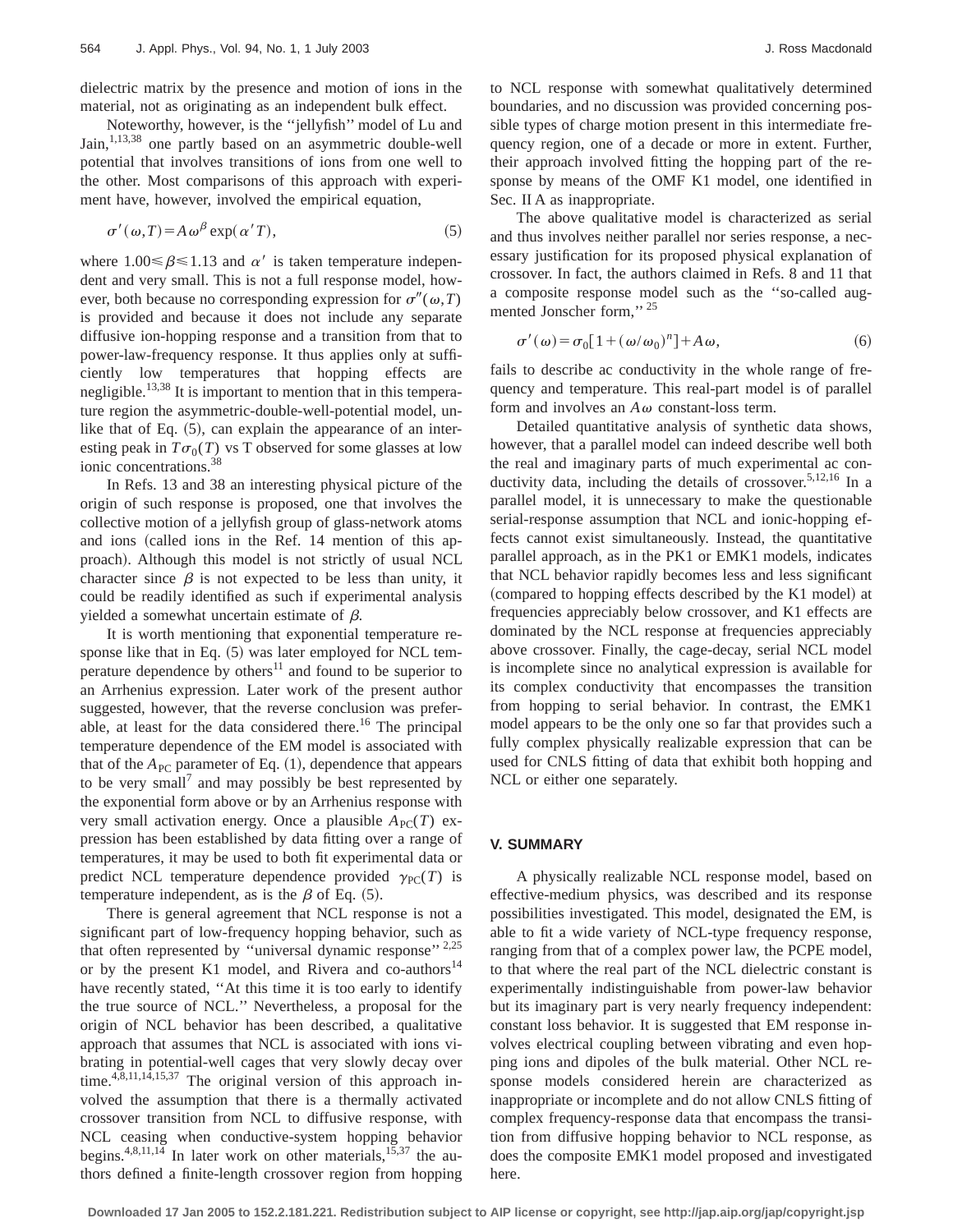dielectric matrix by the presence and motion of ions in the material, not as originating as an independent bulk effect.

Noteworthy, however, is the "jellyfish" model of Lu and Jain,[1,13,38] one partly based on an asymmetric double-well potential that involves transitions of ions from one well to the other. Most comparisons of this approach with experiment have, however, involved the empirical equation,

$$\sigma'(\omega,T) = A\omega^{\beta}\exp(\alpha' T), \tag{5}$$

where $1.00 \leqslant \beta \leqslant 1.13$ and $\alpha'$ is taken temperature independent and very small. This is not a full response model, however, both because no corresponding expression for $\sigma''(\omega,T)$ is provided and because it does not include any separate diffusive ion-hopping response and a transition from that to power-law-frequency response. It thus applies only at sufficiently low temperatures that hopping effects are negligible.[13,38] It is important to mention that in this temperature region the asymmetric-double-well-potential model, unlike that of Eq. (5), can explain the appearance of an interesting peak in $T\sigma_0(T)$ vs T observed for some glasses at low ionic concentrations.[38]

In Refs. 13 and 38 an interesting physical picture of the origin of such response is proposed, one that involves the collective motion of a jellyfish group of glass-network atoms and ions (called ions in the Ref. 14 mention of this approach). Although this model is not strictly of usual NCL character since $\beta$ is not expected to be less than unity, it could be readily identified as such if experimental analysis yielded a somewhat uncertain estimate of $\beta$.

It is worth mentioning that exponential temperature response like that in Eq. (5) was later employed for NCL temperature dependence by others[11] and found to be superior to an Arrhenius expression. Later work of the present author suggested, however, that the reverse conclusion was preferable, at least for the data considered there.[16] The principal temperature dependence of the EM model is associated with that of the $A_{PC}$ parameter of Eq. (1), dependence that appears to be very small[7] and may possibly be best represented by the exponential form above or by an Arrhenius response with very small activation energy. Once a plausible $A_{PC}(T)$ expression has been established by data fitting over a range of temperatures, it may be used to both fit experimental data or predict NCL temperature dependence provided $\gamma_{PC}(T)$ is temperature independent, as is the $\beta$ of Eq. (5).

There is general agreement that NCL response is not a significant part of low-frequency hopping behavior, such as that often represented by "universal dynamic response"[2,25] or by the present K1 model, and Rivera and co-authors[14] have recently stated, "At this time it is too early to identify the true source of NCL." Nevertheless, a proposal for the origin of NCL behavior has been described, a qualitative approach that assumes that NCL is associated with ions vibrating in potential-well cages that very slowly decay over time.[4,8,11,14,15,37] The original version of this approach involved the assumption that there is a thermally activated crossover transition from NCL to diffusive response, with NCL ceasing when conductive-system hopping behavior begins.[4,8,11,14] In later work on other materials,[15,37] the authors defined a finite-length crossover region from hopping to NCL response with somewhat qualitatively determined boundaries, and no discussion was provided concerning possible types of charge motion present in this intermediate frequency region, one of a decade or more in extent. Further, their approach involved fitting the hopping part of the response by means of the OMF K1 model, one identified in Sec. II A as inappropriate.

The above qualitative model is characterized as serial and thus involves neither parallel nor series response, a necessary justification for its proposed physical explanation of crossover. In fact, the authors claimed in Refs. 8 and 11 that a composite response model such as the "so-called augmented Jonscher form,"[25]

$$\sigma'(\omega) = \sigma_0[1 + (\omega/\omega_0)^n] + A\omega, \tag{6}$$

fails to describe ac conductivity in the whole range of frequency and temperature. This real-part model is of parallel form and involves an $A\omega$ constant-loss term.

Detailed quantitative analysis of synthetic data shows, however, that a parallel model can indeed describe well both the real and imaginary parts of much experimental ac conductivity data, including the details of crossover.[5,12,16] In a parallel model, it is unnecessary to make the questionable serial-response assumption that NCL and ionic-hopping effects cannot exist simultaneously. Instead, the quantitative parallel approach, as in the PK1 or EMK1 models, indicates that NCL behavior rapidly becomes less and less significant (compared to hopping effects described by the K1 model) at frequencies appreciably below crossover, and K1 effects are dominated by the NCL response at frequencies appreciably above crossover. Finally, the cage-decay, serial NCL model is incomplete since no analytical expression is available for its complex conductivity that encompasses the transition from hopping to serial behavior. In contrast, the EMK1 model appears to be the only one so far that provides such a fully complex physically realizable expression that can be used for CNLS fitting of data that exhibit both hopping and NCL or either one separately.

## V. SUMMARY

A physically realizable NCL response model, based on effective-medium physics, was described and its response possibilities investigated. This model, designated the EM, is able to fit a wide variety of NCL-type frequency response, ranging from that of a complex power law, the PCPE model, to that where the real part of the NCL dielectric constant is experimentally indistinguishable from power-law behavior but its imaginary part is very nearly frequency independent: constant loss behavior. It is suggested that EM response involves electrical coupling between vibrating and even hopping ions and dipoles of the bulk material. Other NCL response models considered herein are characterized as inappropriate or incomplete and do not allow CNLS fitting of complex frequency-response data that encompass the transition from diffusive hopping behavior to NCL response, as does the composite EMK1 model proposed and investigated here.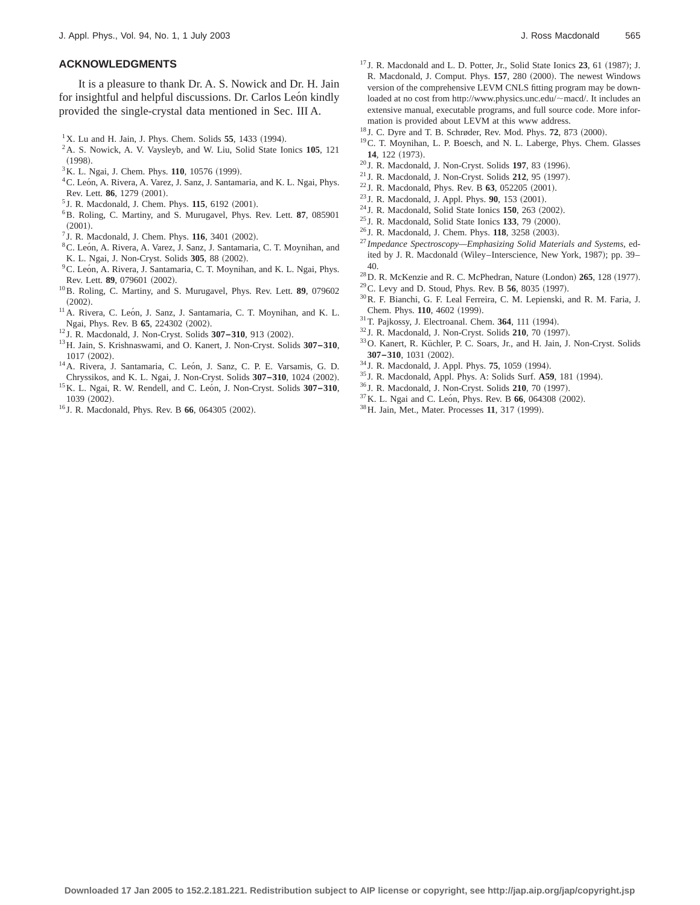## ACKNOWLEDGMENTS

It is a pleasure to thank Dr. A. S. Nowick and Dr. H. Jain for insightful and helpful discussions. Dr. Carlos León kindly provided the single-crystal data mentioned in Sec. III A.

[1] X. Lu and H. Jain, J. Phys. Chem. Solids **55**, 1433 (1994).
[2] A. S. Nowick, A. V. Vaysleyb, and W. Liu, Solid State Ionics **105**, 121 (1998).
[3] K. L. Ngai, J. Chem. Phys. **110**, 10576 (1999).
[4] C. León, A. Rivera, A. Varez, J. Sanz, J. Santamaria, and K. L. Ngai, Phys. Rev. Lett. **86**, 1279 (2001).
[5] J. R. Macdonald, J. Chem. Phys. **115**, 6192 (2001).
[6] B. Roling, C. Martiny, and S. Murugavel, Phys. Rev. Lett. **87**, 085901 (2001).
[7] J. R. Macdonald, J. Chem. Phys. **116**, 3401 (2002).
[8] C. León, A. Rivera, A. Varez, J. Sanz, J. Santamaria, C. T. Moynihan, and K. L. Ngai, J. Non-Cryst. Solids **305**, 88 (2002).
[9] C. León, A. Rivera, J. Santamaria, C. T. Moynihan, and K. L. Ngai, Phys. Rev. Lett. **89**, 079601 (2002).
[10] B. Roling, C. Martiny, and S. Murugavel, Phys. Rev. Lett. **89**, 079602 (2002).
[11] A. Rivera, C. León, J. Sanz, J. Santamaria, C. T. Moynihan, and K. L. Ngai, Phys. Rev. B **65**, 224302 (2002).
[12] J. R. Macdonald, J. Non-Cryst. Solids **307–310**, 913 (2002).
[13] H. Jain, S. Krishnaswami, and O. Kanert, J. Non-Cryst. Solids **307–310**, 1017 (2002).
[14] A. Rivera, J. Santamaria, C. León, J. Sanz, C. P. E. Varsamis, G. D. Chryssikos, and K. L. Ngai, J. Non-Cryst. Solids **307–310**, 1024 (2002).
[15] K. L. Ngai, R. W. Rendell, and C. León, J. Non-Cryst. Solids **307–310**, 1039 (2002).
[16] J. R. Macdonald, Phys. Rev. B **66**, 064305 (2002).
[17] J. R. Macdonald and L. D. Potter, Jr., Solid State Ionics **23**, 61 (1987); J. R. Macdonald, J. Comput. Phys. **157**, 280 (2000). The newest Windows version of the comprehensive LEVM CNLS fitting program may be downloaded at no cost from http://www.physics.unc.edu/~macd/. It includes an extensive manual, executable programs, and full source code. More information is provided about LEVM at this www address.
[18] J. C. Dyre and T. B. Schrøder, Rev. Mod. Phys. **72**, 873 (2000).
[19] C. T. Moynihan, L. P. Boesch, and N. L. Laberge, Phys. Chem. Glasses **14**, 122 (1973).
[20] J. R. Macdonald, J. Non-Cryst. Solids **197**, 83 (1996).
[21] J. R. Macdonald, J. Non-Cryst. Solids **212**, 95 (1997).
[22] J. R. Macdonald, Phys. Rev. B **63**, 052205 (2001).
[23] J. R. Macdonald, J. Appl. Phys. **90**, 153 (2001).
[24] J. R. Macdonald, Solid State Ionics **150**, 263 (2002).
[25] J. R. Macdonald, Solid State Ionics **133**, 79 (2000).
[26] J. R. Macdonald, J. Chem. Phys. **118**, 3258 (2003).
[27] *Impedance Spectroscopy—Emphasizing Solid Materials and Systems*, edited by J. R. Macdonald (Wiley–Interscience, New York, 1987); pp. 39–40.
[28] D. R. McKenzie and R. C. McPhedran, Nature (London) **265**, 128 (1977).
[29] C. Levy and D. Stoud, Phys. Rev. B **56**, 8035 (1997).
[30] R. F. Bianchi, G. F. Leal Ferreira, C. M. Lepienski, and R. M. Faria, J. Chem. Phys. **110**, 4602 (1999).
[31] T. Pajkossy, J. Electroanal. Chem. **364**, 111 (1994).
[32] J. R. Macdonald, J. Non-Cryst. Solids **210**, 70 (1997).
[33] O. Kanert, R. Küchler, P. C. Soars, Jr., and H. Jain, J. Non-Cryst. Solids **307–310**, 1031 (2002).
[34] J. R. Macdonald, J. Appl. Phys. **75**, 1059 (1994).
[35] J. R. Macdonald, Appl. Phys. A: Solids Surf. **A59**, 181 (1994).
[36] J. R. Macdonald, J. Non-Cryst. Solids **210**, 70 (1997).
[37] K. L. Ngai and C. León, Phys. Rev. B **66**, 064308 (2002).
[38] H. Jain, Met., Mater. Processes **11**, 317 (1999).